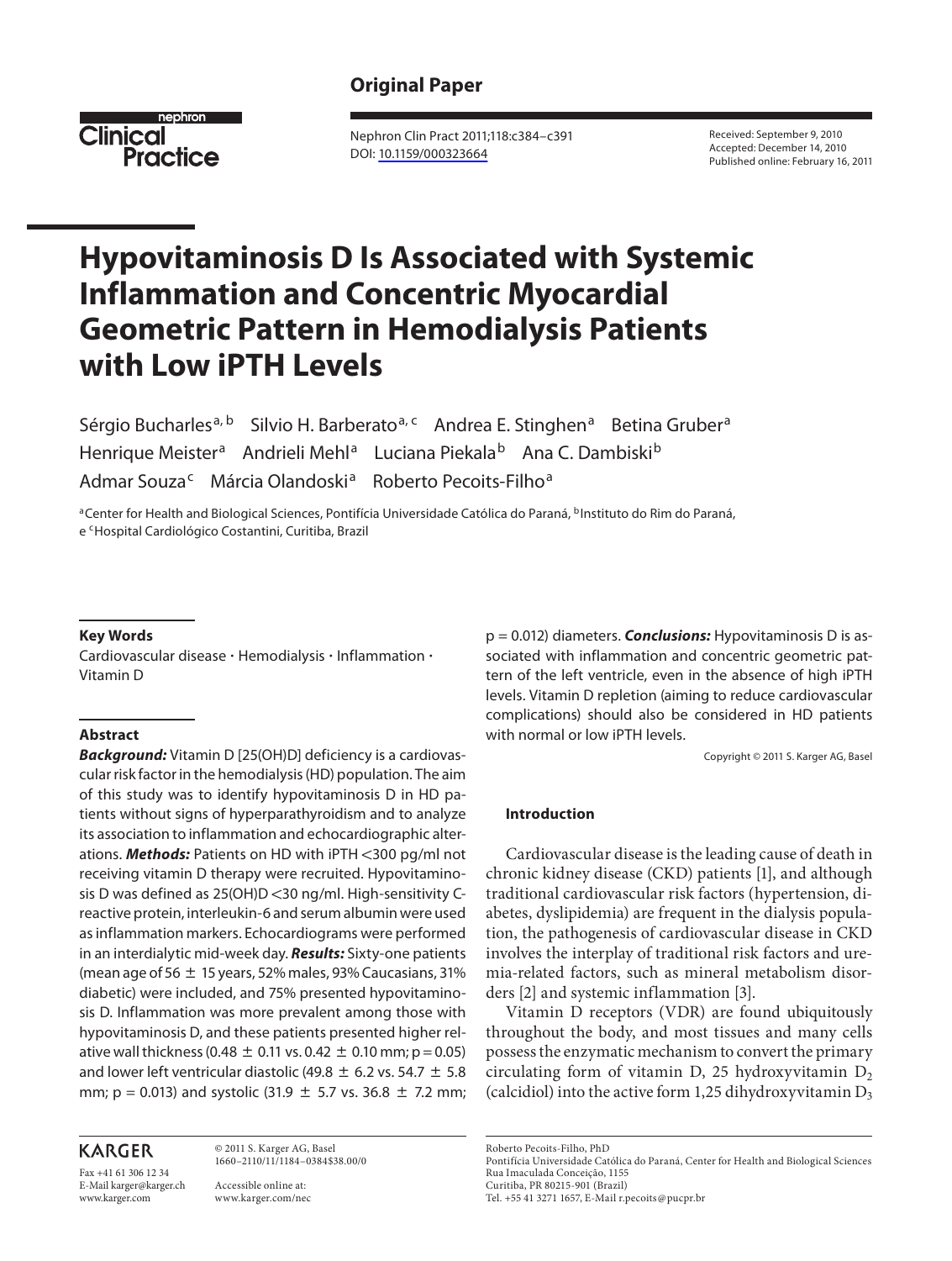Original Paper

Nephron Clin Pract 2011;118:c384–c391
DOI: 10.1159/000323664

Received: September 9, 2010
Accepted: December 14, 2010
Published online: February 16, 2011

# Hypovitaminosis D Is Associated with Systemic Inflammation and Concentric Myocardial Geometric Pattern in Hemodialysis Patients with Low iPTH Levels

Sérgio Bucharles[a, b] Silvio H. Barberato[a, c] Andrea E. Stinghen[a] Betina Gruber[a] Henrique Meister[a] Andrieli Mehl[a] Luciana Piekala[b] Ana C. Dambiski[b] Admar Souza[c] Márcia Olandoski[a] Roberto Pecoits-Filho[a]

[a]Center for Health and Biological Sciences, Pontifícia Universidade Católica do Paraná, [b]Instituto do Rim do Paraná, e [c]Hospital Cardiológico Costantini, Curitiba, Brazil

## Key Words

Cardiovascular disease · Hemodialysis · Inflammation · Vitamin D

## Abstract

***Background:*** Vitamin D [25(OH)D] deficiency is a cardiovascular risk factor in the hemodialysis (HD) population. The aim of this study was to identify hypovitaminosis D in HD patients without signs of hyperparathyroidism and to analyze its association to inflammation and echocardiographic alterations. ***Methods:*** Patients on HD with iPTH <300 pg/ml not receiving vitamin D therapy were recruited. Hypovitaminosis D was defined as 25(OH)D <30 ng/ml. High-sensitivity C-reactive protein, interleukin-6 and serum albumin were used as inflammation markers. Echocardiograms were performed in an interdialytic mid-week day. ***Results:*** Sixty-one patients (mean age of 56 ± 15 years, 52% males, 93% Caucasians, 31% diabetic) were included, and 75% presented hypovitaminosis D. Inflammation was more prevalent among those with hypovitaminosis D, and these patients presented higher relative wall thickness (0.48 ± 0.11 vs. 0.42 ± 0.10 mm; $p = 0.05$) and lower left ventricular diastolic (49.8 ± 6.2 vs. 54.7 ± 5.8 mm; $p = 0.013$) and systolic (31.9 ± 5.7 vs. 36.8 ± 7.2 mm; $p = 0.012$) diameters. ***Conclusions:*** Hypovitaminosis D is associated with inflammation and concentric geometric pattern of the left ventricle, even in the absence of high iPTH levels. Vitamin D repletion (aiming to reduce cardiovascular complications) should also be considered in HD patients with normal or low iPTH levels.

Copyright © 2011 S. Karger AG, Basel

## Introduction

Cardiovascular disease is the leading cause of death in chronic kidney disease (CKD) patients [1], and although traditional cardiovascular risk factors (hypertension, diabetes, dyslipidemia) are frequent in the dialysis population, the pathogenesis of cardiovascular disease in CKD involves the interplay of traditional risk factors and uremia-related factors, such as mineral metabolism disorders [2] and systemic inflammation [3].

Vitamin D receptors (VDR) are found ubiquitously throughout the body, and most tissues and many cells possess the enzymatic mechanism to convert the primary circulating form of vitamin D, 25 hydroxyvitamin $D_2$ (calcidiol) into the active form 1,25 dihydroxyvitamin $D_3$

KARGER

Fax +41 61 306 12 34
E-Mail karger@karger.ch
www.karger.com

© 2011 S. Karger AG, Basel
1660–2110/11/1184–0384$38.00/0

Accessible online at:
www.karger.com/nec

Roberto Pecoits-Filho, PhD
Pontifícia Universidade Católica do Paraná, Center for Health and Biological Sciences
Rua Imaculada Conceição, 1155
Curitiba, PR 80215-901 (Brazil)
Tel. +55 41 3271 1657, E-Mail r.pecoits@pucpr.br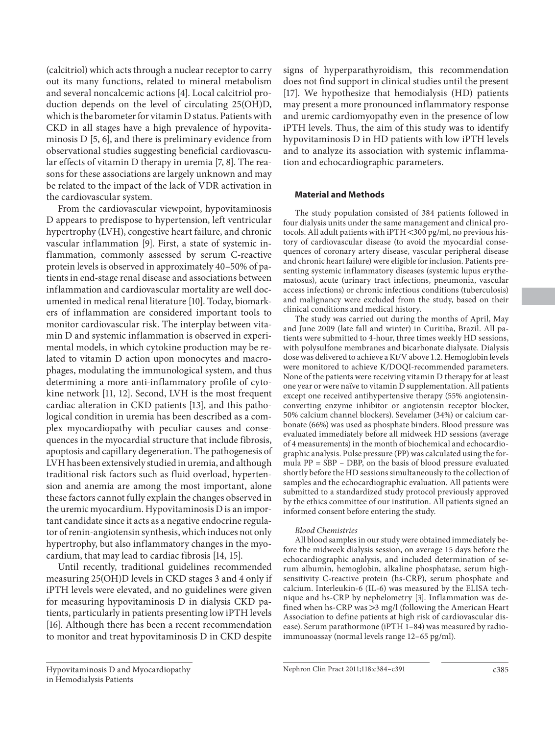(calcitriol) which acts through a nuclear receptor to carry out its many functions, related to mineral metabolism and several noncalcemic actions [4]. Local calcitriol production depends on the level of circulating 25(OH)D, which is the barometer for vitamin D status. Patients with CKD in all stages have a high prevalence of hypovitaminosis D [5, 6], and there is preliminary evidence from observational studies suggesting beneficial cardiovascular effects of vitamin D therapy in uremia [7, 8]. The reasons for these associations are largely unknown and may be related to the impact of the lack of VDR activation in the cardiovascular system.

From the cardiovascular viewpoint, hypovitaminosis D appears to predispose to hypertension, left ventricular hypertrophy (LVH), congestive heart failure, and chronic vascular inflammation [9]. First, a state of systemic inflammation, commonly assessed by serum C-reactive protein levels is observed in approximately 40–50% of patients in end-stage renal disease and associations between inflammation and cardiovascular mortality are well documented in medical renal literature [10]. Today, biomarkers of inflammation are considered important tools to monitor cardiovascular risk. The interplay between vitamin D and systemic inflammation is observed in experimental models, in which cytokine production may be related to vitamin D action upon monocytes and macrophages, modulating the immunological system, and thus determining a more anti-inflammatory profile of cytokine network [11, 12]. Second, LVH is the most frequent cardiac alteration in CKD patients [13], and this pathological condition in uremia has been described as a complex myocardiopathy with peculiar causes and consequences in the myocardial structure that include fibrosis, apoptosis and capillary degeneration. The pathogenesis of LVH has been extensively studied in uremia, and although traditional risk factors such as fluid overload, hypertension and anemia are among the most important, alone these factors cannot fully explain the changes observed in the uremic myocardium. Hypovitaminosis D is an important candidate since it acts as a negative endocrine regulator of renin-angiotensin synthesis, which induces not only hypertrophy, but also inflammatory changes in the myocardium, that may lead to cardiac fibrosis [14, 15].

Until recently, traditional guidelines recommended measuring 25(OH)D levels in CKD stages 3 and 4 only if iPTH levels were elevated, and no guidelines were given for measuring hypovitaminosis D in dialysis CKD patients, particularly in patients presenting low iPTH levels [16]. Although there has been a recent recommendation to monitor and treat hypovitaminosis D in CKD despite signs of hyperparathyroidism, this recommendation does not find support in clinical studies until the present [17]. We hypothesize that hemodialysis (HD) patients may present a more pronounced inflammatory response and uremic cardiomyopathy even in the presence of low iPTH levels. Thus, the aim of this study was to identify hypovitaminosis D in HD patients with low iPTH levels and to analyze its association with systemic inflammation and echocardiographic parameters.

## Material and Methods

The study population consisted of 384 patients followed in four dialysis units under the same management and clinical protocols. All adult patients with iPTH <300 pg/ml, no previous history of cardiovascular disease (to avoid the myocardial consequences of coronary artery disease, vascular peripheral disease and chronic heart failure) were eligible for inclusion. Patients presenting systemic inflammatory diseases (systemic lupus erythematosus), acute (urinary tract infections, pneumonia, vascular access infections) or chronic infectious conditions (tuberculosis) and malignancy were excluded from the study, based on their clinical conditions and medical history.

The study was carried out during the months of April, May and June 2009 (late fall and winter) in Curitiba, Brazil. All patients were submitted to 4-hour, three times weekly HD sessions, with polysulfone membranes and bicarbonate dialysate. Dialysis dose was delivered to achieve a Kt/V above 1.2. Hemoglobin levels were monitored to achieve K/DOQI-recommended parameters. None of the patients were receiving vitamin D therapy for at least one year or were naïve to vitamin D supplementation. All patients except one received antihypertensive therapy (55% angiotensin-converting enzyme inhibitor or angiotensin receptor blocker, 50% calcium channel blockers). Sevelamer (34%) or calcium carbonate (66%) was used as phosphate binders. Blood pressure was evaluated immediately before all midweek HD sessions (average of 4 measurements) in the month of biochemical and echocardiographic analysis. Pulse pressure (PP) was calculated using the formula PP = SBP – DBP, on the basis of blood pressure evaluated shortly before the HD sessions simultaneously to the collection of samples and the echocardiographic evaluation. All patients were submitted to a standardized study protocol previously approved by the ethics committee of our institution. All patients signed an informed consent before entering the study.

### *Blood Chemistries*

All blood samples in our study were obtained immediately before the midweek dialysis session, on average 15 days before the echocardiographic analysis, and included determination of serum albumin, hemoglobin, alkaline phosphatase, serum high-sensitivity C-reactive protein (hs-CRP), serum phosphate and calcium. Interleukin-6 (IL-6) was measured by the ELISA technique and hs-CRP by nephelometry [3]. Inflammation was defined when hs-CRP was >3 mg/l (following the American Heart Association to define patients at high risk of cardiovascular disease). Serum parathormone (iPTH 1–84) was measured by radioimmunoassay (normal levels range 12–65 pg/ml).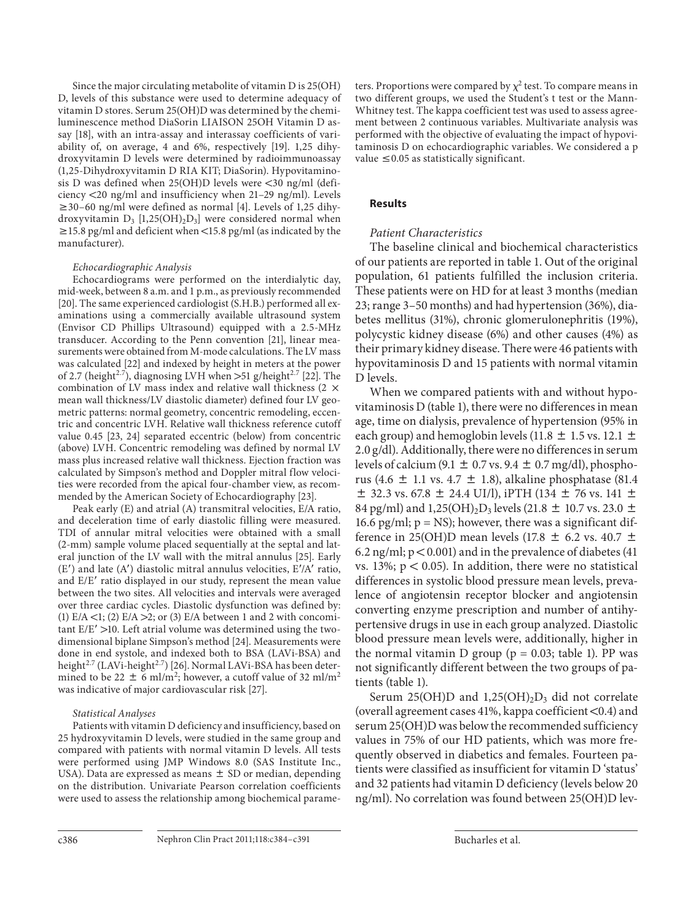Since the major circulating metabolite of vitamin D is 25(OH) D, levels of this substance were used to determine adequacy of vitamin D stores. Serum 25(OH)D was determined by the chemiluminescence method DiaSorin LIAISON 25OH Vitamin D assay [18], with an intra-assay and interassay coefficients of variability of, on average, 4 and 6%, respectively [19]. 1,25 dihydroxyvitamin D levels were determined by radioimmunoassay (1,25-Dihydroxyvitamin D RIA KIT; DiaSorin). Hypovitaminosis D was defined when 25(OH)D levels were <30 ng/ml (deficiency <20 ng/ml and insufficiency when 21–29 ng/ml). Levels ≥30–60 ng/ml were defined as normal [4]. Levels of 1,25 dihydroxyvitamin $D_3$ [$1,25(OH)_2D_3$] were considered normal when ≥15.8 pg/ml and deficient when <15.8 pg/ml (as indicated by the manufacturer).

*Echocardiographic Analysis*

Echocardiograms were performed on the interdialytic day, mid-week, between 8 a.m. and 1 p.m., as previously recommended [20]. The same experienced cardiologist (S.H.B.) performed all examinations using a commercially available ultrasound system (Envisor CD Phillips Ultrasound) equipped with a 2.5-MHz transducer. According to the Penn convention [21], linear measurements were obtained from M-mode calculations. The LV mass was calculated [22] and indexed by height in meters at the power of 2.7 ($height^{2.7}$), diagnosing LVH when >51 g/$height^{2.7}$ [22]. The combination of LV mass index and relative wall thickness (2 × mean wall thickness/LV diastolic diameter) defined four LV geometric patterns: normal geometry, concentric remodeling, eccentric and concentric LVH. Relative wall thickness reference cutoff value 0.45 [23, 24] separated eccentric (below) from concentric (above) LVH. Concentric remodeling was defined by normal LV mass plus increased relative wall thickness. Ejection fraction was calculated by Simpson's method and Doppler mitral flow velocities were recorded from the apical four-chamber view, as recommended by the American Society of Echocardiography [23].

Peak early (E) and atrial (A) transmitral velocities, E/A ratio, and deceleration time of early diastolic filling were measured. TDI of annular mitral velocities were obtained with a small (2-mm) sample volume placed sequentially at the septal and lateral junction of the LV wall with the mitral annulus [25]. Early (E′) and late (A′) diastolic mitral annulus velocities, E′/A′ ratio, and E/E′ ratio displayed in our study, represent the mean value between the two sites. All velocities and intervals were averaged over three cardiac cycles. Diastolic dysfunction was defined by: (1) E/A <1; (2) E/A >2; or (3) E/A between 1 and 2 with concomitant E/E′ >10. Left atrial volume was determined using the two-dimensional biplane Simpson's method [24]. Measurements were done in end systole, and indexed both to BSA (LAVi-BSA) and $height^{2.7}$ (LAVi-$height^{2.7}$) [26]. Normal LAVi-BSA has been determined to be 22 ± 6 ml/$m^2$; however, a cutoff value of 32 ml/$m^2$ was indicative of major cardiovascular risk [27].

*Statistical Analyses*

Patients with vitamin D deficiency and insufficiency, based on 25 hydroxyvitamin D levels, were studied in the same group and compared with patients with normal vitamin D levels. All tests were performed using JMP Windows 8.0 (SAS Institute Inc., USA). Data are expressed as means ± SD or median, depending on the distribution. Univariate Pearson correlation coefficients were used to assess the relationship among biochemical parameters. Proportions were compared by $\chi^2$ test. To compare means in two different groups, we used the Student's t test or the Mann-Whitney test. The kappa coefficient test was used to assess agreement between 2 continuous variables. Multivariate analysis was performed with the objective of evaluating the impact of hypovitaminosis D on echocardiographic variables. We considered a p value ≤0.05 as statistically significant.

## Results

*Patient Characteristics*

The baseline clinical and biochemical characteristics of our patients are reported in table 1. Out of the original population, 61 patients fulfilled the inclusion criteria. These patients were on HD for at least 3 months (median 23; range 3–50 months) and had hypertension (36%), diabetes mellitus (31%), chronic glomerulonephritis (19%), polycystic kidney disease (6%) and other causes (4%) as their primary kidney disease. There were 46 patients with hypovitaminosis D and 15 patients with normal vitamin D levels.

When we compared patients with and without hypovitaminosis D (table 1), there were no differences in mean age, time on dialysis, prevalence of hypertension (95% in each group) and hemoglobin levels (11.8 ± 1.5 vs. 12.1 ± 2.0 g/dl). Additionally, there were no differences in serum levels of calcium (9.1 ± 0.7 vs. 9.4 ± 0.7 mg/dl), phosphorus (4.6 ± 1.1 vs. 4.7 ± 1.8), alkaline phosphatase (81.4 ± 32.3 vs. 67.8 ± 24.4 UI/l), iPTH (134 ± 76 vs. 141 ± 84 pg/ml) and $1,25(OH)_2D_3$ levels (21.8 ± 10.7 vs. 23.0 ± 16.6 pg/ml; p = NS); however, there was a significant difference in 25(OH)D mean levels (17.8 ± 6.2 vs. 40.7 ± 6.2 ng/ml; $p < 0.001$) and in the prevalence of diabetes (41 vs. 13%; $p < 0.05$). In addition, there were no statistical differences in systolic blood pressure mean levels, prevalence of angiotensin receptor blocker and angiotensin converting enzyme prescription and number of antihypertensive drugs in use in each group analyzed. Diastolic blood pressure mean levels were, additionally, higher in the normal vitamin D group (p = 0.03; table 1). PP was not significantly different between the two groups of patients (table 1).

Serum 25(OH)D and $1,25(OH)_2D_3$ did not correlate (overall agreement cases 41%, kappa coefficient <0.4) and serum 25(OH)D was below the recommended sufficiency values in 75% of our HD patients, which was more frequently observed in diabetics and females. Fourteen patients were classified as insufficient for vitamin D 'status' and 32 patients had vitamin D deficiency (levels below 20 ng/ml). No correlation was found between 25(OH)D lev-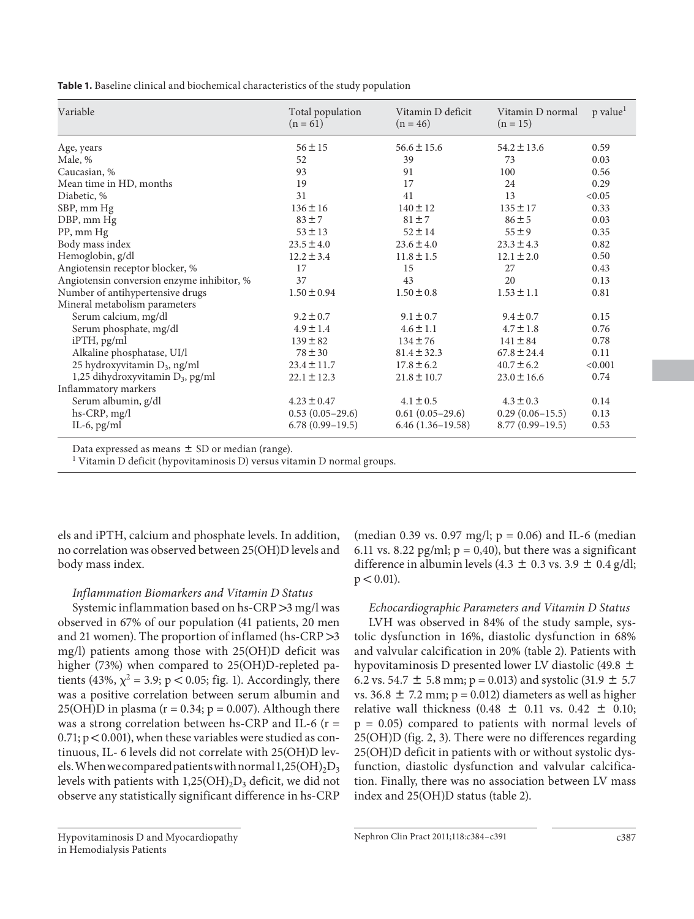**Table 1.** Baseline clinical and biochemical characteristics of the study population

| Variable | Total population (n = 61) | Vitamin D deficit (n = 46) | Vitamin D normal (n = 15) | p value[1] |
|---|---|---|---|---|
| Age, years | 56 ± 15 | 56.6 ± 15.6 | 54.2 ± 13.6 | 0.59 |
| Male, % | 52 | 39 | 73 | 0.03 |
| Caucasian, % | 93 | 91 | 100 | 0.56 |
| Mean time in HD, months | 19 | 17 | 24 | 0.29 |
| Diabetic, % | 31 | 41 | 13 | <0.05 |
| SBP, mm Hg | 136 ± 16 | 140 ± 12 | 135 ± 17 | 0.33 |
| DBP, mm Hg | 83 ± 7 | 81 ± 7 | 86 ± 5 | 0.03 |
| PP, mm Hg | 53 ± 13 | 52 ± 14 | 55 ± 9 | 0.35 |
| Body mass index | 23.5 ± 4.0 | 23.6 ± 4.0 | 23.3 ± 4.3 | 0.82 |
| Hemoglobin, g/dl | 12.2 ± 3.4 | 11.8 ± 1.5 | 12.1 ± 2.0 | 0.50 |
| Angiotensin receptor blocker, % | 17 | 15 | 27 | 0.43 |
| Angiotensin conversion enzyme inhibitor, % | 37 | 43 | 20 | 0.13 |
| Number of antihypertensive drugs | 1.50 ± 0.94 | 1.50 ± 0.8 | 1.53 ± 1.1 | 0.81 |
| Mineral metabolism parameters | | | | |
| Serum calcium, mg/dl | 9.2 ± 0.7 | 9.1 ± 0.7 | 9.4 ± 0.7 | 0.15 |
| Serum phosphate, mg/dl | 4.9 ± 1.4 | 4.6 ± 1.1 | 4.7 ± 1.8 | 0.76 |
| iPTH, pg/ml | 139 ± 82 | 134 ± 76 | 141 ± 84 | 0.78 |
| Alkaline phosphatase, UI/l | 78 ± 30 | 81.4 ± 32.3 | 67.8 ± 24.4 | 0.11 |
| 25 hydroxyvitamin $D_3$, ng/ml | 23.4 ± 11.7 | 17.8 ± 6.2 | 40.7 ± 6.2 | <0.001 |
| 1,25 dihydroxyvitamin $D_3$, pg/ml | 22.1 ± 12.3 | 21.8 ± 10.7 | 23.0 ± 16.6 | 0.74 |
| Inflammatory markers | | | | |
| Serum albumin, g/dl | 4.23 ± 0.47 | 4.1 ± 0.5 | 4.3 ± 0.3 | 0.14 |
| hs-CRP, mg/l | 0.53 (0.05–29.6) | 0.61 (0.05–29.6) | 0.29 (0.06–15.5) | 0.13 |
| IL-6, pg/ml | 6.78 (0.99–19.5) | 6.46 (1.36–19.58) | 8.77 (0.99–19.5) | 0.53 |

Data expressed as means ± SD or median (range).
[1] Vitamin D deficit (hypovitaminosis D) versus vitamin D normal groups.

els and iPTH, calcium and phosphate levels. In addition, no correlation was observed between 25(OH)D levels and body mass index.

*Inflammation Biomarkers and Vitamin D Status*

Systemic inflammation based on hs-CRP >3 mg/l was observed in 67% of our population (41 patients, 20 men and 21 women). The proportion of inflamed (hs-CRP >3 mg/l) patients among those with 25(OH)D deficit was higher (73%) when compared to 25(OH)D-repleted patients (43%, $\chi^2 = 3.9$; $p < 0.05$; fig. 1). Accordingly, there was a positive correlation between serum albumin and 25(OH)D in plasma ($r = 0.34$; $p = 0.007$). Although there was a strong correlation between hs-CRP and IL-6 ($r = 0.71$; $p < 0.001$), when these variables were studied as continuous, IL- 6 levels did not correlate with 25(OH)D levels. When we compared patients with normal $1,25(OH)_2D_3$ levels with patients with $1,25(OH)_2D_3$ deficit, we did not observe any statistically significant difference in hs-CRP (median 0.39 vs. 0.97 mg/l; $p = 0.06$) and IL-6 (median 6.11 vs. 8.22 pg/ml; p = 0,40), but there was a significant difference in albumin levels (4.3 ± 0.3 vs. 3.9 ± 0.4 g/dl; $p < 0.01$).

*Echocardiographic Parameters and Vitamin D Status*

LVH was observed in 84% of the study sample, systolic dysfunction in 16%, diastolic dysfunction in 68% and valvular calcification in 20% (table 2). Patients with hypovitaminosis D presented lower LV diastolic (49.8 ± 6.2 vs. 54.7 ± 5.8 mm; $p = 0.013$) and systolic (31.9 ± 5.7 vs. 36.8 ± 7.2 mm; $p = 0.012$) diameters as well as higher relative wall thickness (0.48 ± 0.11 vs. 0.42 ± 0.10; $p = 0.05$) compared to patients with normal levels of 25(OH)D (fig. 2, 3). There were no differences regarding 25(OH)D deficit in patients with or without systolic dysfunction, diastolic dysfunction and valvular calcification. Finally, there was no association between LV mass index and 25(OH)D status (table 2).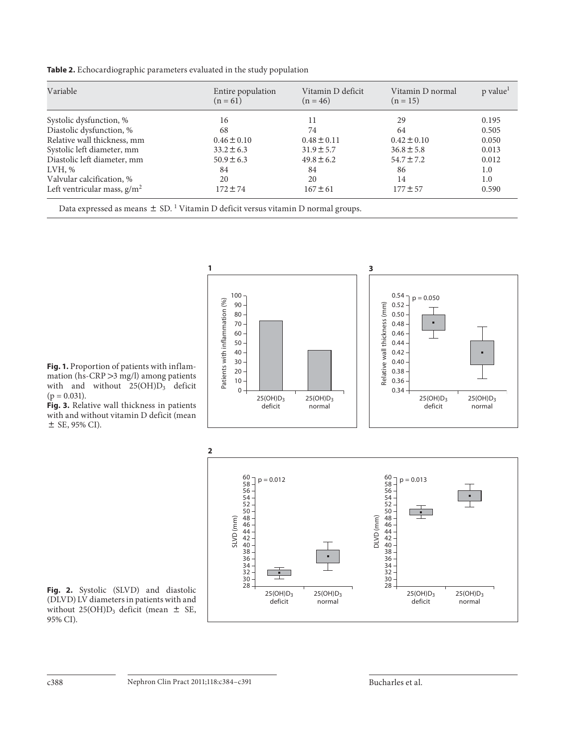**Table 2.** Echocardiographic parameters evaluated in the study population

| Variable | Entire population (n = 61) | Vitamin D deficit (n = 46) | Vitamin D normal (n = 15) | p value[1] |
|---|---|---|---|---|
| Systolic dysfunction, % | 16 | 11 | 29 | 0.195 |
| Diastolic dysfunction, % | 68 | 74 | 64 | 0.505 |
| Relative wall thickness, mm | 0.46 ± 0.10 | 0.48 ± 0.11 | 0.42 ± 0.10 | 0.050 |
| Systolic left diameter, mm | 33.2 ± 6.3 | 31.9 ± 5.7 | 36.8 ± 5.8 | 0.013 |
| Diastolic left diameter, mm | 50.9 ± 6.3 | 49.8 ± 6.2 | 54.7 ± 7.2 | 0.012 |
| LVH, % | 84 | 84 | 86 | 1.0 |
| Valvular calcification, % | 20 | 20 | 14 | 1.0 |
| Left ventricular mass, $g/m^2$ | 172 ± 74 | 167 ± 61 | 177 ± 57 | 0.590 |

Data expressed as means ± SD. [1] Vitamin D deficit versus vitamin D normal groups.

**Fig. 1.** Proportion of patients with inflammation (hs-CRP >3 mg/l) among patients with and without $25(OH)D_3$ deficit ($p = 0.031$).

**Fig. 3.** Relative wall thickness in patients with and without vitamin D deficit (mean ± SE, 95% CI).

**Fig. 2.** Systolic (SLVD) and diastolic (DLVD) LV diameters in patients with and without $25(OH)D_3$ deficit (mean ± SE, 95% CI).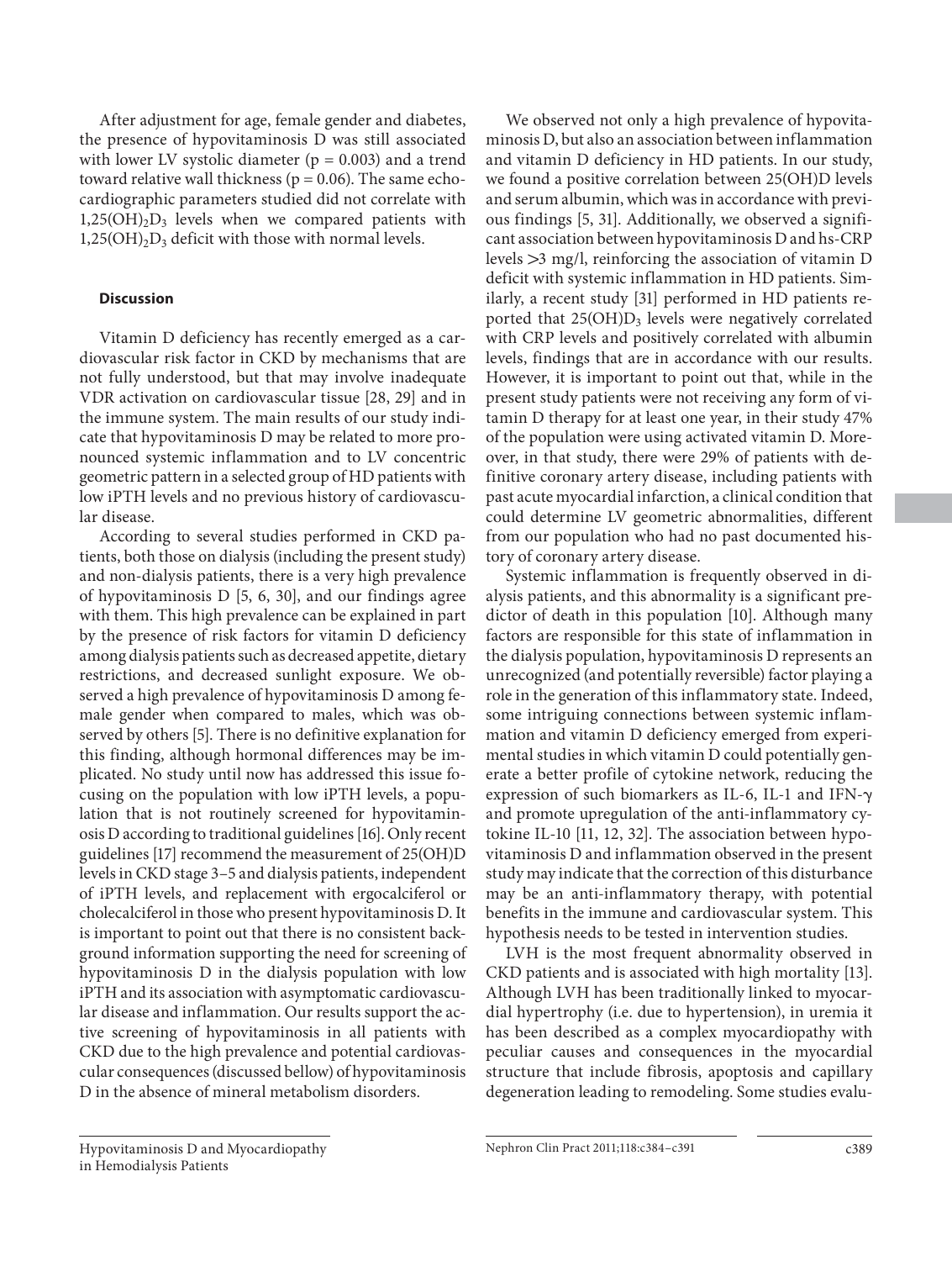After adjustment for age, female gender and diabetes, the presence of hypovitaminosis D was still associated with lower LV systolic diameter ($p = 0.003$) and a trend toward relative wall thickness ($p = 0.06$). The same echocardiographic parameters studied did not correlate with $1,25(OH)_2D_3$ levels when we compared patients with $1,25(OH)_2D_3$ deficit with those with normal levels.

## Discussion

Vitamin D deficiency has recently emerged as a cardiovascular risk factor in CKD by mechanisms that are not fully understood, but that may involve inadequate VDR activation on cardiovascular tissue [28, 29] and in the immune system. The main results of our study indicate that hypovitaminosis D may be related to more pronounced systemic inflammation and to LV concentric geometric pattern in a selected group of HD patients with low iPTH levels and no previous history of cardiovascular disease.

According to several studies performed in CKD patients, both those on dialysis (including the present study) and non-dialysis patients, there is a very high prevalence of hypovitaminosis D [5, 6, 30], and our findings agree with them. This high prevalence can be explained in part by the presence of risk factors for vitamin D deficiency among dialysis patients such as decreased appetite, dietary restrictions, and decreased sunlight exposure. We observed a high prevalence of hypovitaminosis D among female gender when compared to males, which was observed by others [5]. There is no definitive explanation for this finding, although hormonal differences may be implicated. No study until now has addressed this issue focusing on the population with low iPTH levels, a population that is not routinely screened for hypovitaminosis D according to traditional guidelines [16]. Only recent guidelines [17] recommend the measurement of 25(OH)D levels in CKD stage 3–5 and dialysis patients, independent of iPTH levels, and replacement with ergocalciferol or cholecalciferol in those who present hypovitaminosis D. It is important to point out that there is no consistent background information supporting the need for screening of hypovitaminosis D in the dialysis population with low iPTH and its association with asymptomatic cardiovascular disease and inflammation. Our results support the active screening of hypovitaminosis in all patients with CKD due to the high prevalence and potential cardiovascular consequences (discussed bellow) of hypovitaminosis D in the absence of mineral metabolism disorders.

We observed not only a high prevalence of hypovitaminosis D, but also an association between inflammation and vitamin D deficiency in HD patients. In our study, we found a positive correlation between 25(OH)D levels and serum albumin, which was in accordance with previous findings [5, 31]. Additionally, we observed a significant association between hypovitaminosis D and hs-CRP levels >3 mg/l, reinforcing the association of vitamin D deficit with systemic inflammation in HD patients. Similarly, a recent study [31] performed in HD patients reported that $25(OH)D_3$ levels were negatively correlated with CRP levels and positively correlated with albumin levels, findings that are in accordance with our results. However, it is important to point out that, while in the present study patients were not receiving any form of vitamin D therapy for at least one year, in their study 47% of the population were using activated vitamin D. Moreover, in that study, there were 29% of patients with definitive coronary artery disease, including patients with past acute myocardial infarction, a clinical condition that could determine LV geometric abnormalities, different from our population who had no past documented history of coronary artery disease.

Systemic inflammation is frequently observed in dialysis patients, and this abnormality is a significant predictor of death in this population [10]. Although many factors are responsible for this state of inflammation in the dialysis population, hypovitaminosis D represents an unrecognized (and potentially reversible) factor playing a role in the generation of this inflammatory state. Indeed, some intriguing connections between systemic inflammation and vitamin D deficiency emerged from experimental studies in which vitamin D could potentially generate a better profile of cytokine network, reducing the expression of such biomarkers as IL-6, IL-1 and IFN-γ and promote upregulation of the anti-inflammatory cytokine IL-10 [11, 12, 32]. The association between hypovitaminosis D and inflammation observed in the present study may indicate that the correction of this disturbance may be an anti-inflammatory therapy, with potential benefits in the immune and cardiovascular system. This hypothesis needs to be tested in intervention studies.

LVH is the most frequent abnormality observed in CKD patients and is associated with high mortality [13]. Although LVH has been traditionally linked to myocardial hypertrophy (i.e. due to hypertension), in uremia it has been described as a complex myocardiopathy with peculiar causes and consequences in the myocardial structure that include fibrosis, apoptosis and capillary degeneration leading to remodeling. Some studies evalu-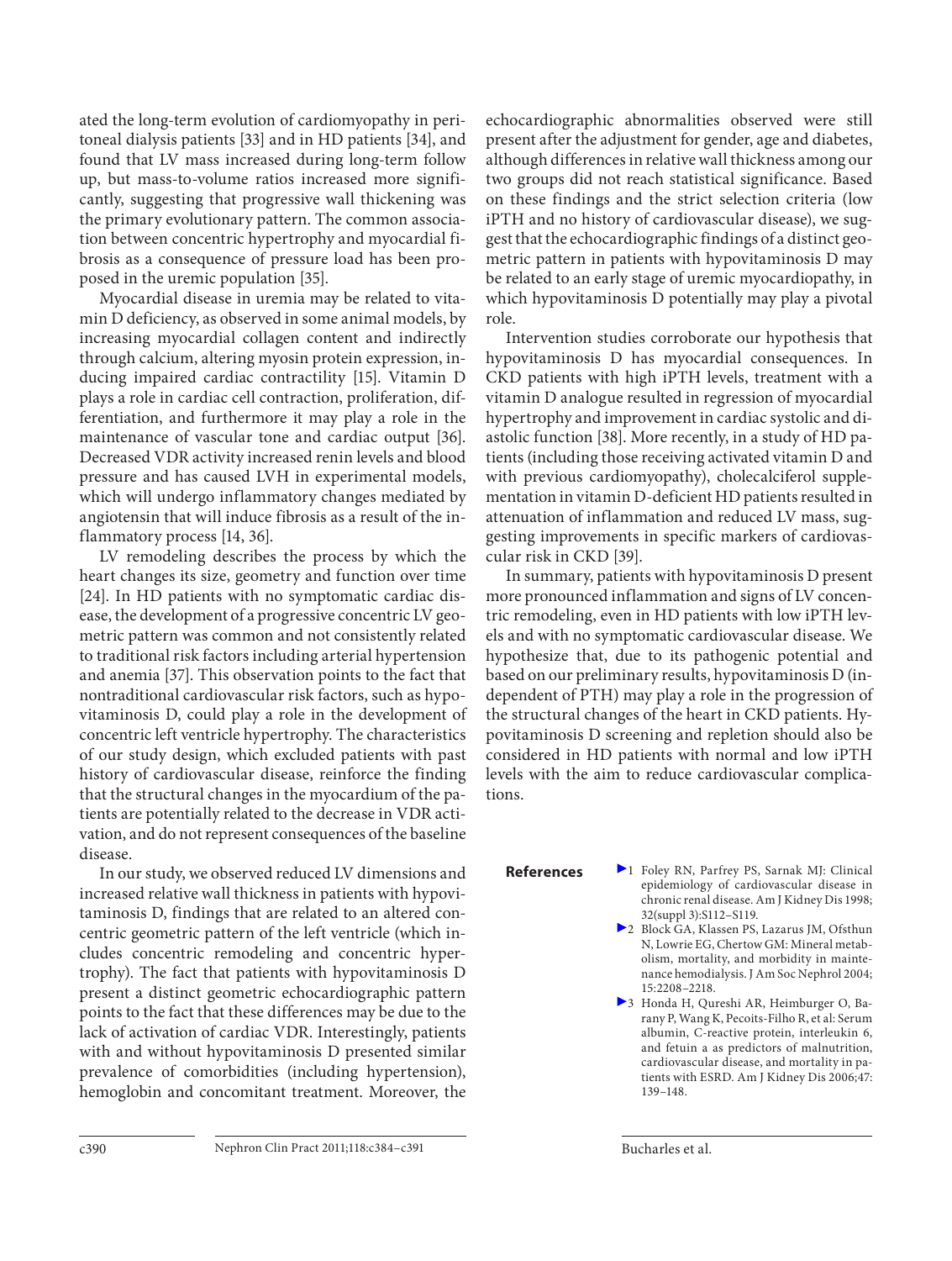ated the long-term evolution of cardiomyopathy in peritoneal dialysis patients [33] and in HD patients [34], and found that LV mass increased during long-term follow up, but mass-to-volume ratios increased more significantly, suggesting that progressive wall thickening was the primary evolutionary pattern. The common association between concentric hypertrophy and myocardial fibrosis as a consequence of pressure load has been proposed in the uremic population [35].

Myocardial disease in uremia may be related to vitamin D deficiency, as observed in some animal models, by increasing myocardial collagen content and indirectly through calcium, altering myosin protein expression, inducing impaired cardiac contractility [15]. Vitamin D plays a role in cardiac cell contraction, proliferation, differentiation, and furthermore it may play a role in the maintenance of vascular tone and cardiac output [36]. Decreased VDR activity increased renin levels and blood pressure and has caused LVH in experimental models, which will undergo inflammatory changes mediated by angiotensin that will induce fibrosis as a result of the inflammatory process [14, 36].

LV remodeling describes the process by which the heart changes its size, geometry and function over time [24]. In HD patients with no symptomatic cardiac disease, the development of a progressive concentric LV geometric pattern was common and not consistently related to traditional risk factors including arterial hypertension and anemia [37]. This observation points to the fact that nontraditional cardiovascular risk factors, such as hypovitaminosis D, could play a role in the development of concentric left ventricle hypertrophy. The characteristics of our study design, which excluded patients with past history of cardiovascular disease, reinforce the finding that the structural changes in the myocardium of the patients are potentially related to the decrease in VDR activation, and do not represent consequences of the baseline disease.

In our study, we observed reduced LV dimensions and increased relative wall thickness in patients with hypovitaminosis D, findings that are related to an altered concentric geometric pattern of the left ventricle (which includes concentric remodeling and concentric hypertrophy). The fact that patients with hypovitaminosis D present a distinct geometric echocardiographic pattern points to the fact that these differences may be due to the lack of activation of cardiac VDR. Interestingly, patients with and without hypovitaminosis D presented similar prevalence of comorbidities (including hypertension), hemoglobin and concomitant treatment. Moreover, the echocardiographic abnormalities observed were still present after the adjustment for gender, age and diabetes, although differences in relative wall thickness among our two groups did not reach statistical significance. Based on these findings and the strict selection criteria (low iPTH and no history of cardiovascular disease), we suggest that the echocardiographic findings of a distinct geometric pattern in patients with hypovitaminosis D may be related to an early stage of uremic myocardiopathy, in which hypovitaminosis D potentially may play a pivotal role.

Intervention studies corroborate our hypothesis that hypovitaminosis D has myocardial consequences. In CKD patients with high iPTH levels, treatment with a vitamin D analogue resulted in regression of myocardial hypertrophy and improvement in cardiac systolic and diastolic function [38]. More recently, in a study of HD patients (including those receiving activated vitamin D and with previous cardiomyopathy), cholecalciferol supplementation in vitamin D-deficient HD patients resulted in attenuation of inflammation and reduced LV mass, suggesting improvements in specific markers of cardiovascular risk in CKD [39].

In summary, patients with hypovitaminosis D present more pronounced inflammation and signs of LV concentric remodeling, even in HD patients with low iPTH levels and with no symptomatic cardiovascular disease. We hypothesize that, due to its pathogenic potential and based on our preliminary results, hypovitaminosis D (independent of PTH) may play a role in the progression of the structural changes of the heart in CKD patients. Hypovitaminosis D screening and repletion should also be considered in HD patients with normal and low iPTH levels with the aim to reduce cardiovascular complications.

## References

1. Foley RN, Parfrey PS, Sarnak MJ: Clinical epidemiology of cardiovascular disease in chronic renal disease. Am J Kidney Dis 1998; 32(suppl 3):S112–S119.
2. Block GA, Klassen PS, Lazarus JM, Ofsthun N, Lowrie EG, Chertow GM: Mineral metabolism, mortality, and morbidity in maintenance hemodialysis. J Am Soc Nephrol 2004; 15:2208–2218.
3. Honda H, Qureshi AR, Heimburger O, Barany P, Wang K, Pecoits-Filho R, et al: Serum albumin, C-reactive protein, interleukin 6, and fetuin a as predictors of malnutrition, cardiovascular disease, and mortality in patients with ESRD. Am J Kidney Dis 2006;47: 139–148.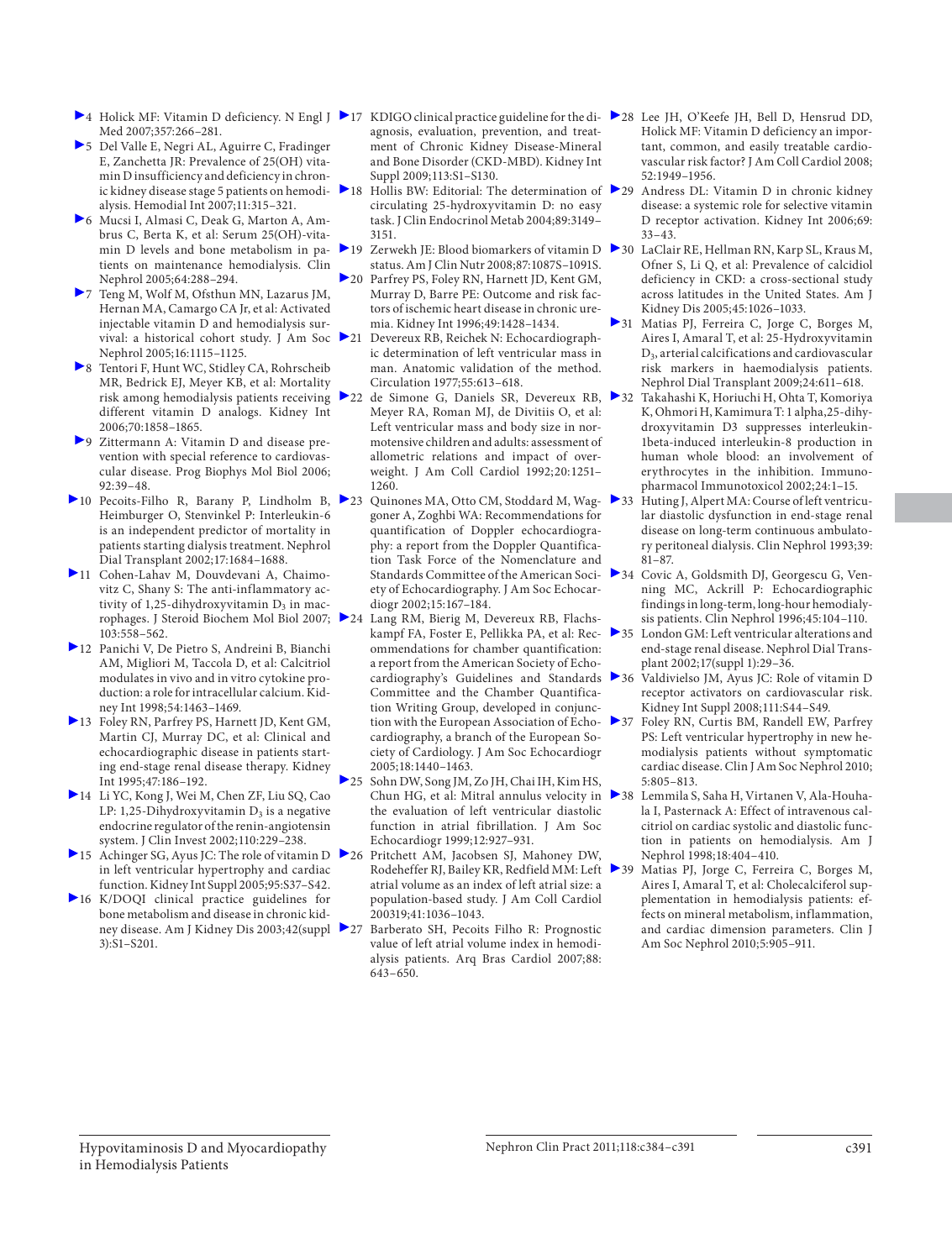4 Holick MF: Vitamin D deficiency. N Engl J Med 2007;357:266–281.

5 Del Valle E, Negri AL, Aguirre C, Fradinger E, Zanchetta JR: Prevalence of 25(OH) vitamin D insufficiency and deficiency in chronic kidney disease stage 5 patients on hemodialysis. Hemodial Int 2007;11:315–321.

6 Mucsi I, Almasi C, Deak G, Marton A, Ambrus C, Berta K, et al: Serum 25(OH)-vitamin D levels and bone metabolism in patients on maintenance hemodialysis. Clin Nephrol 2005;64:288–294.

7 Teng M, Wolf M, Ofsthun MN, Lazarus JM, Hernan MA, Camargo CA Jr, et al: Activated injectable vitamin D and hemodialysis survival: a historical cohort study. J Am Soc Nephrol 2005;16:1115–1125.

8 Tentori F, Hunt WC, Stidley CA, Rohrscheib MR, Bedrick EJ, Meyer KB, et al: Mortality risk among hemodialysis patients receiving different vitamin D analogs. Kidney Int 2006;70:1858–1865.

9 Zittermann A: Vitamin D and disease prevention with special reference to cardiovascular disease. Prog Biophys Mol Biol 2006; 92:39–48.

10 Pecoits-Filho R, Barany P, Lindholm B, Heimburger O, Stenvinkel P: Interleukin-6 is an independent predictor of mortality in patients starting dialysis treatment. Nephrol Dial Transplant 2002;17:1684–1688.

11 Cohen-Lahav M, Douvdevani A, Chaimovitz C, Shany S: The anti-inflammatory activity of 1,25-dihydroxyvitamin $D_3$ in macrophages. J Steroid Biochem Mol Biol 2007; 103:558–562.

12 Panichi V, De Pietro S, Andreini B, Bianchi AM, Migliori M, Taccola D, et al: Calcitriol modulates in vivo and in vitro cytokine production: a role for intracellular calcium. Kidney Int 1998;54:1463–1469.

13 Foley RN, Parfrey PS, Harnett JD, Kent GM, Martin CJ, Murray DC, et al: Clinical and echocardiographic disease in patients starting end-stage renal disease therapy. Kidney Int 1995;47:186–192.

14 Li YC, Kong J, Wei M, Chen ZF, Liu SQ, Cao LP: 1,25-Dihydroxyvitamin $D_3$ is a negative endocrine regulator of the renin-angiotensin system. J Clin Invest 2002;110:229–238.

15 Achinger SG, Ayus JC: The role of vitamin D in left ventricular hypertrophy and cardiac function. Kidney Int Suppl 2005;95:S37–S42.

16 K/DOQI clinical practice guidelines for bone metabolism and disease in chronic kidney disease. Am J Kidney Dis 2003;42(suppl 3):S1–S201.

17 KDIGO clinical practice guideline for the diagnosis, evaluation, prevention, and treatment of Chronic Kidney Disease-Mineral and Bone Disorder (CKD-MBD). Kidney Int Suppl 2009;113:S1–S130.

18 Hollis BW: Editorial: The determination of circulating 25-hydroxyvitamin D: no easy task. J Clin Endocrinol Metab 2004;89:3149–3151.

19 Zerwekh JE: Blood biomarkers of vitamin D status. Am J Clin Nutr 2008;87:1087S–1091S.

20 Parfrey PS, Foley RN, Harnett JD, Kent GM, Murray D, Barre PE: Outcome and risk factors of ischemic heart disease in chronic uremia. Kidney Int 1996;49:1428–1434.

21 Devereux RB, Reichek N: Echocardiographic determination of left ventricular mass in man. Anatomic validation of the method. Circulation 1977;55:613–618.

22 de Simone G, Daniels SR, Devereux RB, Meyer RA, Roman MJ, de Divitiis O, et al: Left ventricular mass and body size in normotensive children and adults: assessment of allometric relations and impact of overweight. J Am Coll Cardiol 1992;20:1251–1260.

23 Quinones MA, Otto CM, Stoddard M, Waggoner A, Zoghbi WA: Recommendations for quantification of Doppler echocardiography: a report from the Doppler Quantification Task Force of the Nomenclature and Standards Committee of the American Society of Echocardiography. J Am Soc Echocardiogr 2002;15:167–184.

24 Lang RM, Bierig M, Devereux RB, Flachskampf FA, Foster E, Pellikka PA, et al: Recommendations for chamber quantification: a report from the American Society of Echocardiography's Guidelines and Standards Committee and the Chamber Quantification Writing Group, developed in conjunction with the European Association of Echocardiography, a branch of the European Society of Cardiology. J Am Soc Echocardiogr 2005;18:1440–1463.

25 Sohn DW, Song JM, Zo JH, Chai IH, Kim HS, Chun HG, et al: Mitral annulus velocity in the evaluation of left ventricular diastolic function in atrial fibrillation. J Am Soc Echocardiogr 1999;12:927–931.

26 Pritchett AM, Jacobsen SJ, Mahoney DW, Rodeheffer RJ, Bailey KR, Redfield MM: Left atrial volume as an index of left atrial size: a population-based study. J Am Coll Cardiol 200319;41:1036–1043.

27 Barberato SH, Pecoits Filho R: Prognostic value of left atrial volume index in hemodialysis patients. Arq Bras Cardiol 2007;88: 643–650.

28 Lee JH, O'Keefe JH, Bell D, Hensrud DD, Holick MF: Vitamin D deficiency an important, common, and easily treatable cardiovascular risk factor? J Am Coll Cardiol 2008; 52:1949–1956.

29 Andress DL: Vitamin D in chronic kidney disease: a systemic role for selective vitamin D receptor activation. Kidney Int 2006;69: 33–43.

30 LaClair RE, Hellman RN, Karp SL, Kraus M, Ofner S, Li Q, et al: Prevalence of calcidiol deficiency in CKD: a cross-sectional study across latitudes in the United States. Am J Kidney Dis 2005;45:1026–1033.

31 Matias PJ, Ferreira C, Jorge C, Borges M, Aires I, Amaral T, et al: 25-Hydroxyvitamin $D_3$, arterial calcifications and cardiovascular risk markers in haemodialysis patients. Nephrol Dial Transplant 2009;24:611–618.

32 Takahashi K, Horiuchi H, Ohta T, Komoriya K, Ohmori H, Kamimura T: 1 alpha,25-dihydroxyvitamin D3 suppresses interleukin-1beta-induced interleukin-8 production in human whole blood: an involvement of erythrocytes in the inhibition. Immunopharmacol Immunotoxicol 2002;24:1–15.

33 Huting J, Alpert MA: Course of left ventricular diastolic dysfunction in end-stage renal disease on long-term continuous ambulatory peritoneal dialysis. Clin Nephrol 1993;39: 81–87.

34 Covic A, Goldsmith DJ, Georgescu G, Venning MC, Ackrill P: Echocardiographic findings in long-term, long-hour hemodialysis patients. Clin Nephrol 1996;45:104–110.

35 London GM: Left ventricular alterations and end-stage renal disease. Nephrol Dial Transplant 2002;17(suppl 1):29–36.

36 Valdivielso JM, Ayus JC: Role of vitamin D receptor activators on cardiovascular risk. Kidney Int Suppl 2008;111:S44–S49.

37 Foley RN, Curtis BM, Randell EW, Parfrey PS: Left ventricular hypertrophy in new hemodialysis patients without symptomatic cardiac disease. Clin J Am Soc Nephrol 2010; 5:805–813.

38 Lemmila S, Saha H, Virtanen V, Ala-Houhala I, Pasternack A: Effect of intravenous calcitriol on cardiac systolic and diastolic function in patients on hemodialysis. Am J Nephrol 1998;18:404–410.

39 Matias PJ, Jorge C, Ferreira C, Borges M, Aires I, Amaral T, et al: Cholecalciferol supplementation in hemodialysis patients: effects on mineral metabolism, inflammation, and cardiac dimension parameters. Clin J Am Soc Nephrol 2010;5:905–911.